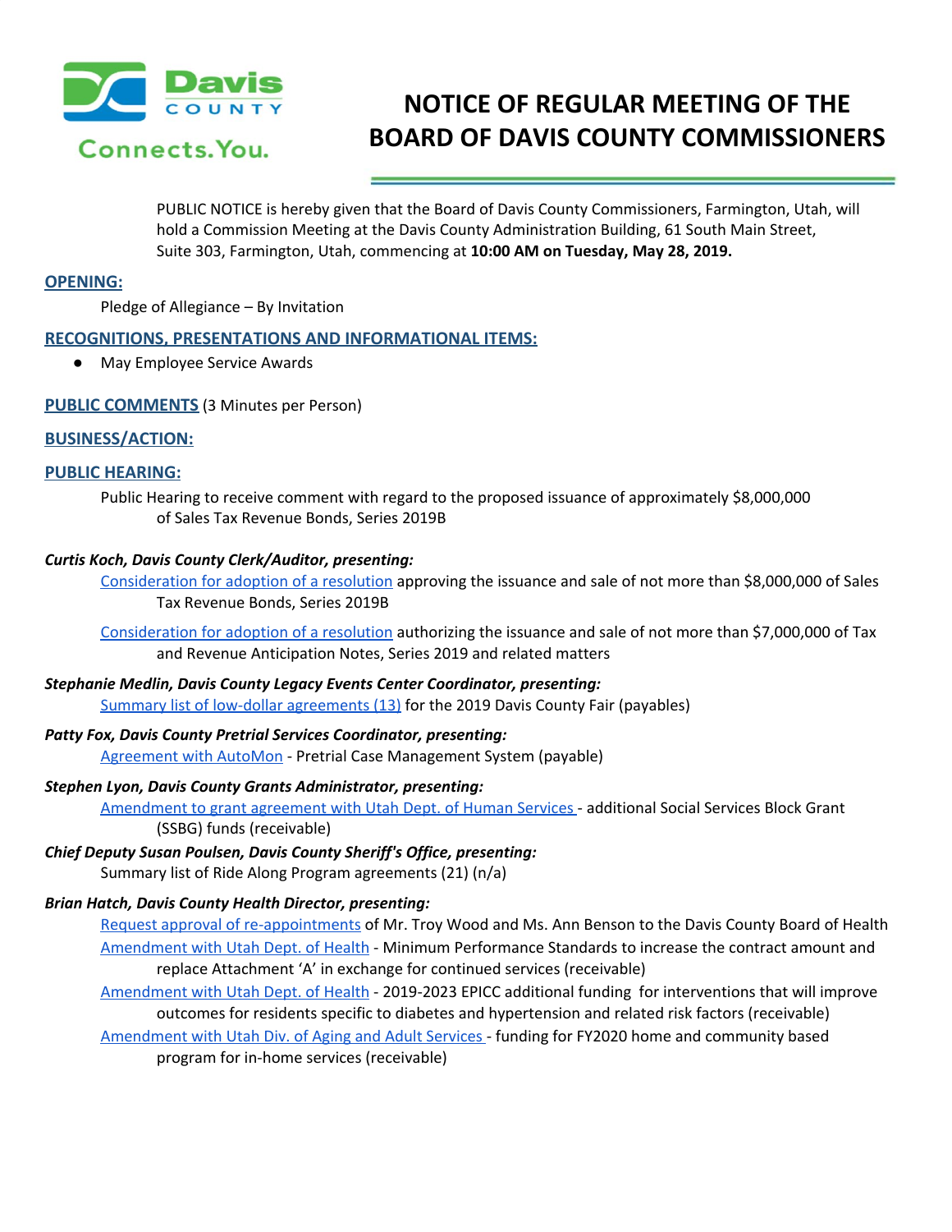Davis COUNTY Connects.You.

# NOTICE OF REGULAR MEETING OF THE BOARD OF DAVIS COUNTY COMMISSIONERS

PUBLIC NOTICE is hereby given that the Board of Davis County Commissioners, Farmington, Utah, will hold a Commission Meeting at the Davis County Administration Building, 61 South Main Street, Suite 303, Farmington, Utah, commencing at **10:00 AM on Tuesday, May 28, 2019.**

## OPENING:

Pledge of Allegiance – By Invitation

## RECOGNITIONS, PRESENTATIONS AND INFORMATIONAL ITEMS:

- May Employee Service Awards

## PUBLIC COMMENTS (3 Minutes per Person)

## BUSINESS/ACTION:

## PUBLIC HEARING:

Public Hearing to receive comment with regard to the proposed issuance of approximately $8,000,000 of Sales Tax Revenue Bonds, Series 2019B

***Curtis Koch, Davis County Clerk/Auditor, presenting:***

Consideration for adoption of a resolution approving the issuance and sale of not more than $8,000,000 of Sales Tax Revenue Bonds, Series 2019B

Consideration for adoption of a resolution authorizing the issuance and sale of not more than $7,000,000 of Tax and Revenue Anticipation Notes, Series 2019 and related matters

***Stephanie Medlin, Davis County Legacy Events Center Coordinator, presenting:***

Summary list of low-dollar agreements (13) for the 2019 Davis County Fair (payables)

***Patty Fox, Davis County Pretrial Services Coordinator, presenting:***

Agreement with AutoMon - Pretrial Case Management System (payable)

***Stephen Lyon, Davis County Grants Administrator, presenting:***

Amendment to grant agreement with Utah Dept. of Human Services - additional Social Services Block Grant (SSBG) funds (receivable)

***Chief Deputy Susan Poulsen, Davis County Sheriff's Office, presenting:***

Summary list of Ride Along Program agreements (21) (n/a)

***Brian Hatch, Davis County Health Director, presenting:***

Request approval of re-appointments of Mr. Troy Wood and Ms. Ann Benson to the Davis County Board of Health

Amendment with Utah Dept. of Health - Minimum Performance Standards to increase the contract amount and replace Attachment 'A' in exchange for continued services (receivable)

Amendment with Utah Dept. of Health - 2019-2023 EPICC additional funding for interventions that will improve outcomes for residents specific to diabetes and hypertension and related risk factors (receivable)

Amendment with Utah Div. of Aging and Adult Services - funding for FY2020 home and community based program for in-home services (receivable)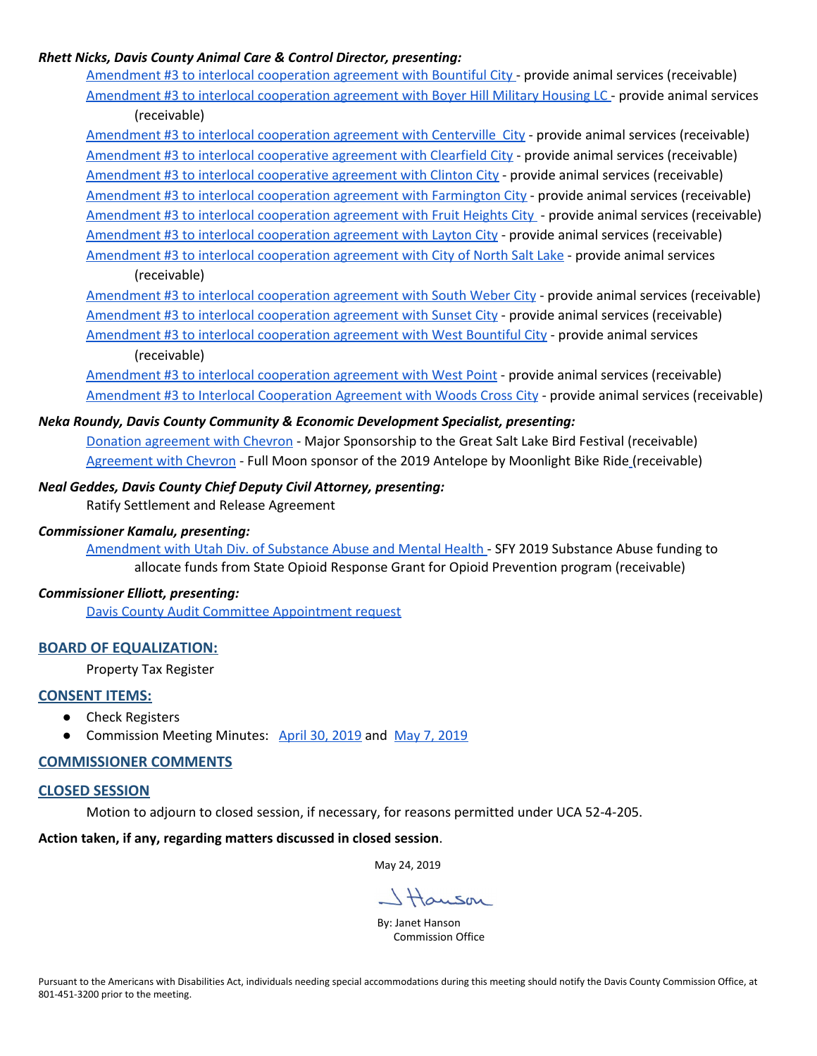***Rhett Nicks, Davis County Animal Care & Control Director, presenting:***

Amendment #3 to interlocal cooperation agreement with Bountiful City - provide animal services (receivable)

Amendment #3 to interlocal cooperation agreement with Boyer Hill Military Housing LC - provide animal services (receivable)

Amendment #3 to interlocal cooperation agreement with Centerville City - provide animal services (receivable)

Amendment #3 to interlocal cooperative agreement with Clearfield City - provide animal services (receivable)

Amendment #3 to interlocal cooperative agreement with Clinton City - provide animal services (receivable)

Amendment #3 to interlocal cooperation agreement with Farmington City - provide animal services (receivable)

Amendment #3 to interlocal cooperation agreement with Fruit Heights City - provide animal services (receivable)

Amendment #3 to interlocal cooperation agreement with Layton City - provide animal services (receivable)

Amendment #3 to interlocal cooperation agreement with City of North Salt Lake - provide animal services (receivable)

Amendment #3 to interlocal cooperation agreement with South Weber City - provide animal services (receivable)

Amendment #3 to interlocal cooperation agreement with Sunset City - provide animal services (receivable)

Amendment #3 to interlocal cooperation agreement with West Bountiful City - provide animal services (receivable)

Amendment #3 to interlocal cooperation agreement with West Point - provide animal services (receivable)

Amendment #3 to Interlocal Cooperation Agreement with Woods Cross City - provide animal services (receivable)

***Neka Roundy, Davis County Community & Economic Development Specialist, presenting:***

Donation agreement with Chevron - Major Sponsorship to the Great Salt Lake Bird Festival (receivable)

Agreement with Chevron - Full Moon sponsor of the 2019 Antelope by Moonlight Bike Ride (receivable)

***Neal Geddes, Davis County Chief Deputy Civil Attorney, presenting:***

Ratify Settlement and Release Agreement

***Commissioner Kamalu, presenting:***

Amendment with Utah Div. of Substance Abuse and Mental Health - SFY 2019 Substance Abuse funding to allocate funds from State Opioid Response Grant for Opioid Prevention program (receivable)

***Commissioner Elliott, presenting:***

Davis County Audit Committee Appointment request

## BOARD OF EQUALIZATION:

Property Tax Register

## CONSENT ITEMS:

- Check Registers
- Commission Meeting Minutes: April 30, 2019 and May 7, 2019

## COMMISSIONER COMMENTS

## CLOSED SESSION

Motion to adjourn to closed session, if necessary, for reasons permitted under UCA 52-4-205.

**Action taken, if any, regarding matters discussed in closed session**.

May 24, 2019

J Hanson

By: Janet Hanson
Commission Office

Pursuant to the Americans with Disabilities Act, individuals needing special accommodations during this meeting should notify the Davis County Commission Office, at 801-451-3200 prior to the meeting.